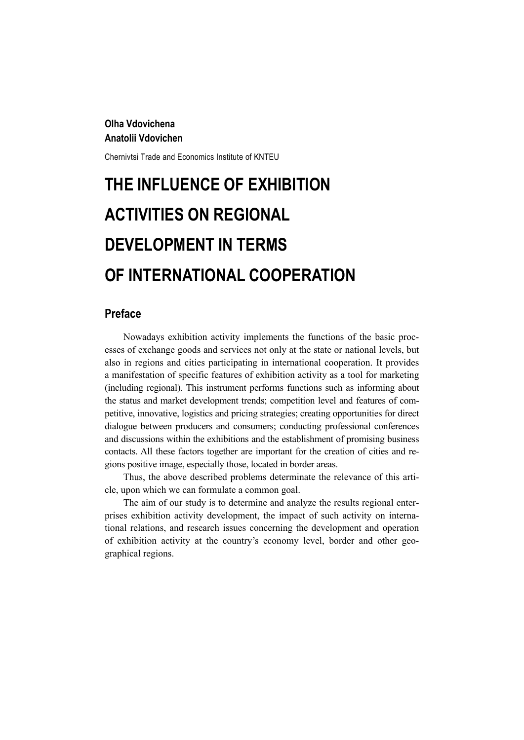**Olha Vdovichena**
**Anatolii Vdovichen**

Chernivtsi Trade and Economics Institute of KNTEU

# THE INFLUENCE OF EXHIBITION ACTIVITIES ON REGIONAL DEVELOPMENT IN TERMS OF INTERNATIONAL COOPERATION

## Preface

Nowadays exhibition activity implements the functions of the basic processes of exchange goods and services not only at the state or national levels, but also in regions and cities participating in international cooperation. It provides a manifestation of specific features of exhibition activity as a tool for marketing (including regional). This instrument performs functions such as informing about the status and market development trends; competition level and features of competitive, innovative, logistics and pricing strategies; creating opportunities for direct dialogue between producers and consumers; conducting professional conferences and discussions within the exhibitions and the establishment of promising business contacts. All these factors together are important for the creation of cities and regions positive image, especially those, located in border areas.

Thus, the above described problems determinate the relevance of this article, upon which we can formulate a common goal.

The aim of our study is to determine and analyze the results regional enterprises exhibition activity development, the impact of such activity on international relations, and research issues concerning the development and operation of exhibition activity at the country's economy level, border and other geographical regions.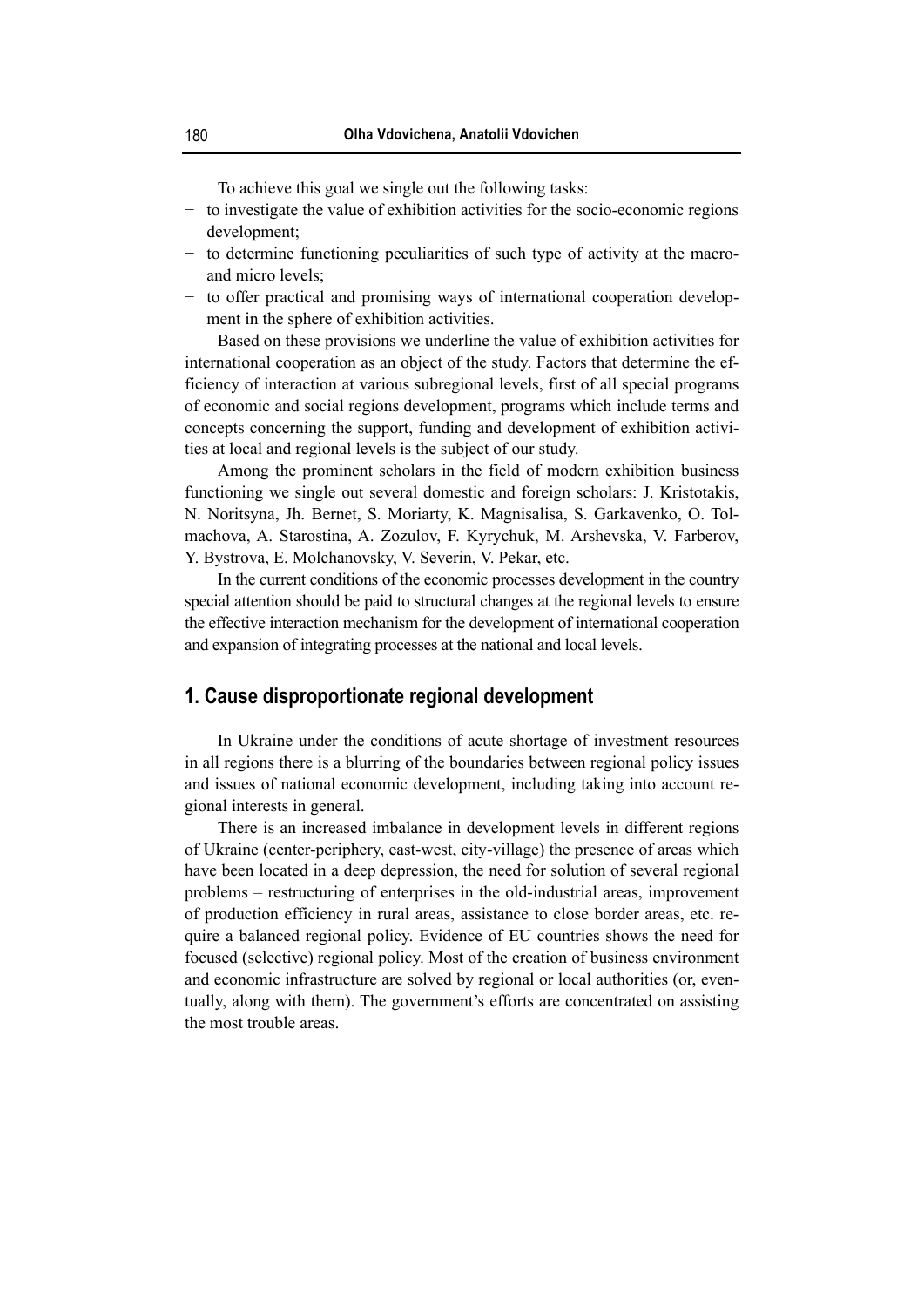To achieve this goal we single out the following tasks:

- to investigate the value of exhibition activities for the socio-economic regions development;
- to determine functioning peculiarities of such type of activity at the macro- and micro levels;
- to offer practical and promising ways of international cooperation development in the sphere of exhibition activities.

Based on these provisions we underline the value of exhibition activities for international cooperation as an object of the study. Factors that determine the efficiency of interaction at various subregional levels, first of all special programs of economic and social regions development, programs which include terms and concepts concerning the support, funding and development of exhibition activities at local and regional levels is the subject of our study.

Among the prominent scholars in the field of modern exhibition business functioning we single out several domestic and foreign scholars: J. Kristotakis, N. Noritsyna, Jh. Bernet, S. Moriarty, K. Magnisalisa, S. Garkavenko, O. Tolmachova, A. Starostina, A. Zozulov, F. Kyrychuk, M. Arshevska, V. Farberov, Y. Bystrova, E. Molchanovsky, V. Severin, V. Pekar, etc.

In the current conditions of the economic processes development in the country special attention should be paid to structural changes at the regional levels to ensure the effective interaction mechanism for the development of international cooperation and expansion of integrating processes at the national and local levels.

## 1. Cause disproportionate regional development

In Ukraine under the conditions of acute shortage of investment resources in all regions there is a blurring of the boundaries between regional policy issues and issues of national economic development, including taking into account regional interests in general.

There is an increased imbalance in development levels in different regions of Ukraine (center-periphery, east-west, city-village) the presence of areas which have been located in a deep depression, the need for solution of several regional problems – restructuring of enterprises in the old-industrial areas, improvement of production efficiency in rural areas, assistance to close border areas, etc. require a balanced regional policy. Evidence of EU countries shows the need for focused (selective) regional policy. Most of the creation of business environment and economic infrastructure are solved by regional or local authorities (or, eventually, along with them). The government's efforts are concentrated on assisting the most trouble areas.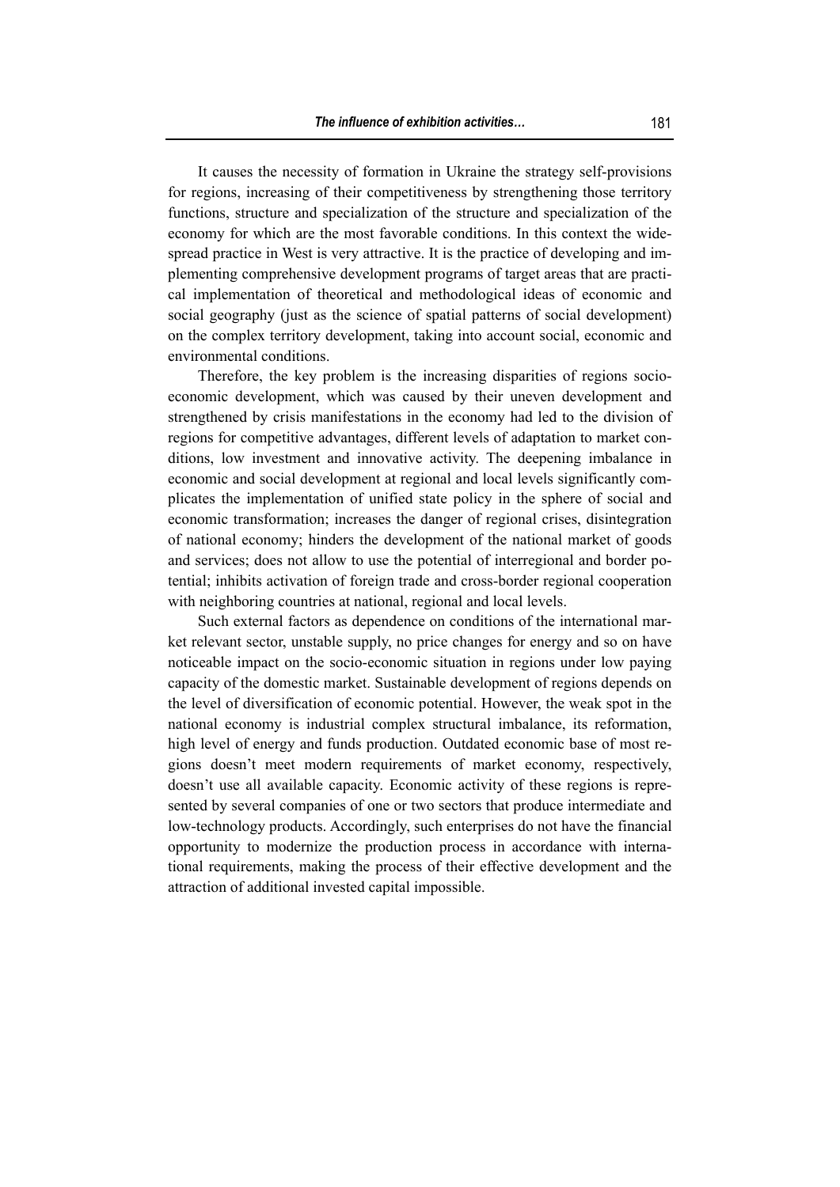It causes the necessity of formation in Ukraine the strategy self-provisions for regions, increasing of their competitiveness by strengthening those territory functions, structure and specialization of the structure and specialization of the economy for which are the most favorable conditions. In this context the widespread practice in West is very attractive. It is the practice of developing and implementing comprehensive development programs of target areas that are practical implementation of theoretical and methodological ideas of economic and social geography (just as the science of spatial patterns of social development) on the complex territory development, taking into account social, economic and environmental conditions.

Therefore, the key problem is the increasing disparities of regions socio-economic development, which was caused by their uneven development and strengthened by crisis manifestations in the economy had led to the division of regions for competitive advantages, different levels of adaptation to market conditions, low investment and innovative activity. The deepening imbalance in economic and social development at regional and local levels significantly complicates the implementation of unified state policy in the sphere of social and economic transformation; increases the danger of regional crises, disintegration of national economy; hinders the development of the national market of goods and services; does not allow to use the potential of interregional and border potential; inhibits activation of foreign trade and cross-border regional cooperation with neighboring countries at national, regional and local levels.

Such external factors as dependence on conditions of the international market relevant sector, unstable supply, no price changes for energy and so on have noticeable impact on the socio-economic situation in regions under low paying capacity of the domestic market. Sustainable development of regions depends on the level of diversification of economic potential. However, the weak spot in the national economy is industrial complex structural imbalance, its reformation, high level of energy and funds production. Outdated economic base of most regions doesn't meet modern requirements of market economy, respectively, doesn't use all available capacity. Economic activity of these regions is represented by several companies of one or two sectors that produce intermediate and low-technology products. Accordingly, such enterprises do not have the financial opportunity to modernize the production process in accordance with international requirements, making the process of their effective development and the attraction of additional invested capital impossible.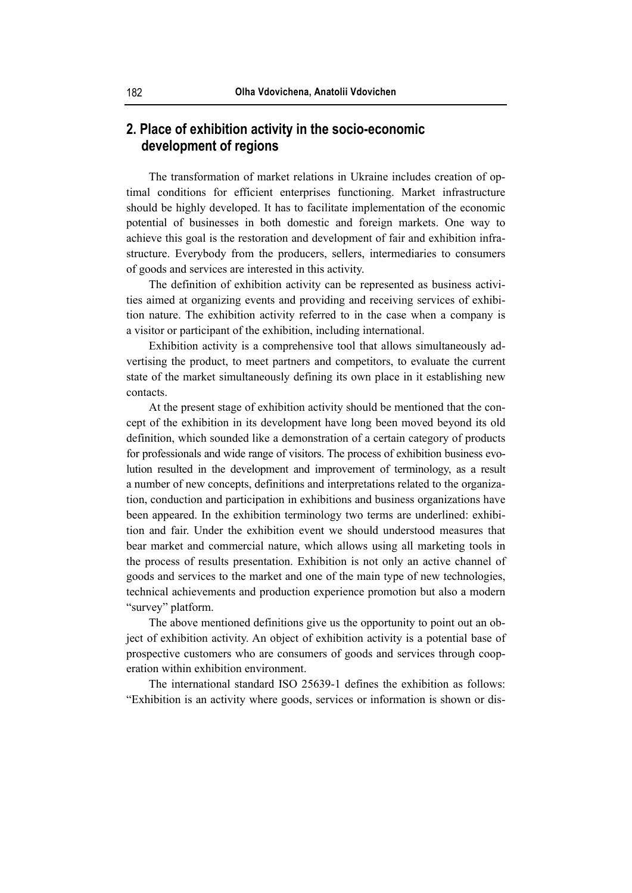## 2. Place of exhibition activity in the socio-economic development of regions

The transformation of market relations in Ukraine includes creation of optimal conditions for efficient enterprises functioning. Market infrastructure should be highly developed. It has to facilitate implementation of the economic potential of businesses in both domestic and foreign markets. One way to achieve this goal is the restoration and development of fair and exhibition infrastructure. Everybody from the producers, sellers, intermediaries to consumers of goods and services are interested in this activity.

The definition of exhibition activity can be represented as business activities aimed at organizing events and providing and receiving services of exhibition nature. The exhibition activity referred to in the case when a company is a visitor or participant of the exhibition, including international.

Exhibition activity is a comprehensive tool that allows simultaneously advertising the product, to meet partners and competitors, to evaluate the current state of the market simultaneously defining its own place in it establishing new contacts.

At the present stage of exhibition activity should be mentioned that the concept of the exhibition in its development have long been moved beyond its old definition, which sounded like a demonstration of a certain category of products for professionals and wide range of visitors. The process of exhibition business evolution resulted in the development and improvement of terminology, as a result a number of new concepts, definitions and interpretations related to the organization, conduction and participation in exhibitions and business organizations have been appeared. In the exhibition terminology two terms are underlined: exhibition and fair. Under the exhibition event we should understood measures that bear market and commercial nature, which allows using all marketing tools in the process of results presentation. Exhibition is not only an active channel of goods and services to the market and one of the main type of new technologies, technical achievements and production experience promotion but also a modern "survey" platform.

The above mentioned definitions give us the opportunity to point out an object of exhibition activity. An object of exhibition activity is a potential base of prospective customers who are consumers of goods and services through cooperation within exhibition environment.

The international standard ISO 25639-1 defines the exhibition as follows: "Exhibition is an activity where goods, services or information is shown or dis-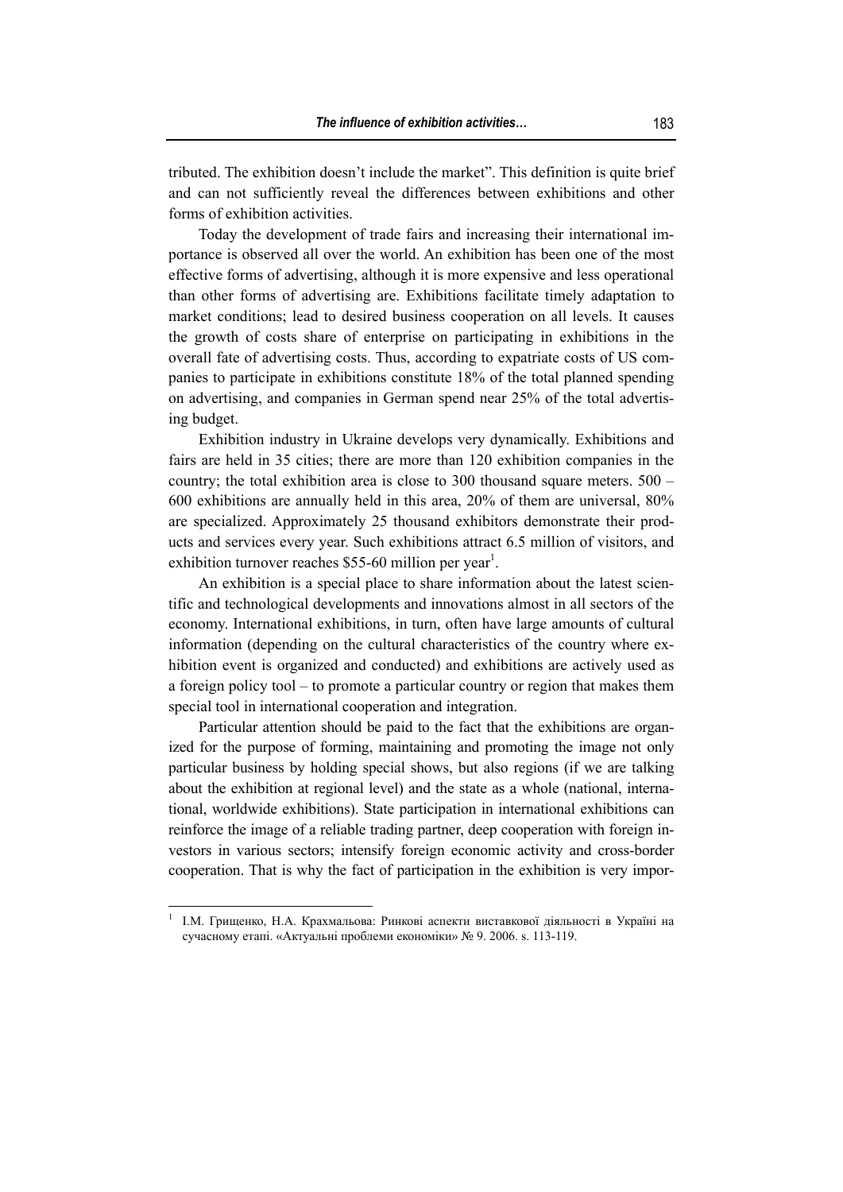tributed. The exhibition doesn't include the market". This definition is quite brief and can not sufficiently reveal the differences between exhibitions and other forms of exhibition activities.

Today the development of trade fairs and increasing their international importance is observed all over the world. An exhibition has been one of the most effective forms of advertising, although it is more expensive and less operational than other forms of advertising are. Exhibitions facilitate timely adaptation to market conditions; lead to desired business cooperation on all levels. It causes the growth of costs share of enterprise on participating in exhibitions in the overall fate of advertising costs. Thus, according to expatriate costs of US companies to participate in exhibitions constitute 18% of the total planned spending on advertising, and companies in German spend near 25% of the total advertising budget.

Exhibition industry in Ukraine develops very dynamically. Exhibitions and fairs are held in 35 cities; there are more than 120 exhibition companies in the country; the total exhibition area is close to 300 thousand square meters. 500 – 600 exhibitions are annually held in this area, 20% of them are universal, 80% are specialized. Approximately 25 thousand exhibitors demonstrate their products and services every year. Such exhibitions attract 6.5 million of visitors, and exhibition turnover reaches $55-60 million per year[1].

An exhibition is a special place to share information about the latest scientific and technological developments and innovations almost in all sectors of the economy. International exhibitions, in turn, often have large amounts of cultural information (depending on the cultural characteristics of the country where exhibition event is organized and conducted) and exhibitions are actively used as a foreign policy tool – to promote a particular country or region that makes them special tool in international cooperation and integration.

Particular attention should be paid to the fact that the exhibitions are organized for the purpose of forming, maintaining and promoting the image not only particular business by holding special shows, but also regions (if we are talking about the exhibition at regional level) and the state as a whole (national, international, worldwide exhibitions). State participation in international exhibitions can reinforce the image of a reliable trading partner, deep cooperation with foreign investors in various sectors; intensify foreign economic activity and cross-border cooperation. That is why the fact of participation in the exhibition is very impor-

---

[1] І.М. Грищенко, Н.А. Крахмальова: Ринкові аспекти виставкової діяльності в Україні на сучасному етапі. «Актуальні проблеми економіки» № 9. 2006. s. 113-119.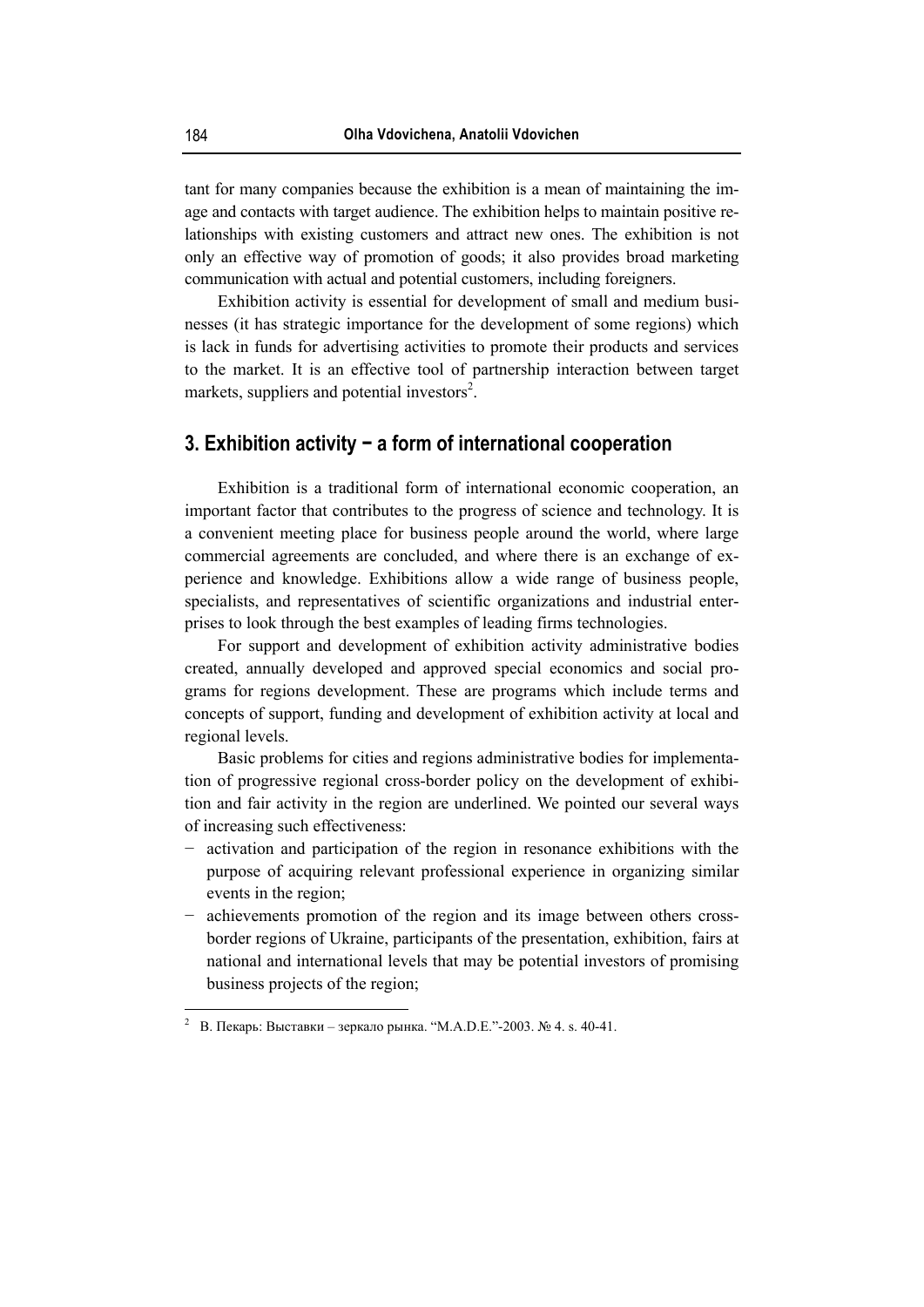tant for many companies because the exhibition is a mean of maintaining the image and contacts with target audience. The exhibition helps to maintain positive relationships with existing customers and attract new ones. The exhibition is not only an effective way of promotion of goods; it also provides broad marketing communication with actual and potential customers, including foreigners.

Exhibition activity is essential for development of small and medium businesses (it has strategic importance for the development of some regions) which is lack in funds for advertising activities to promote their products and services to the market. It is an effective tool of partnership interaction between target markets, suppliers and potential investors[2].

## 3. Exhibition activity − a form of international cooperation

Exhibition is a traditional form of international economic cooperation, an important factor that contributes to the progress of science and technology. It is a convenient meeting place for business people around the world, where large commercial agreements are concluded, and where there is an exchange of experience and knowledge. Exhibitions allow a wide range of business people, specialists, and representatives of scientific organizations and industrial enterprises to look through the best examples of leading firms technologies.

For support and development of exhibition activity administrative bodies created, annually developed and approved special economics and social programs for regions development. These are programs which include terms and concepts of support, funding and development of exhibition activity at local and regional levels.

Basic problems for cities and regions administrative bodies for implementation of progressive regional cross-border policy on the development of exhibition and fair activity in the region are underlined. We pointed our several ways of increasing such effectiveness:

- activation and participation of the region in resonance exhibitions with the purpose of acquiring relevant professional experience in organizing similar events in the region;
- achievements promotion of the region and its image between others cross-border regions of Ukraine, participants of the presentation, exhibition, fairs at national and international levels that may be potential investors of promising business projects of the region;

[2] В. Пекарь: Выставки – зеркало рынка. "M.A.D.E."-2003. № 4. s. 40-41.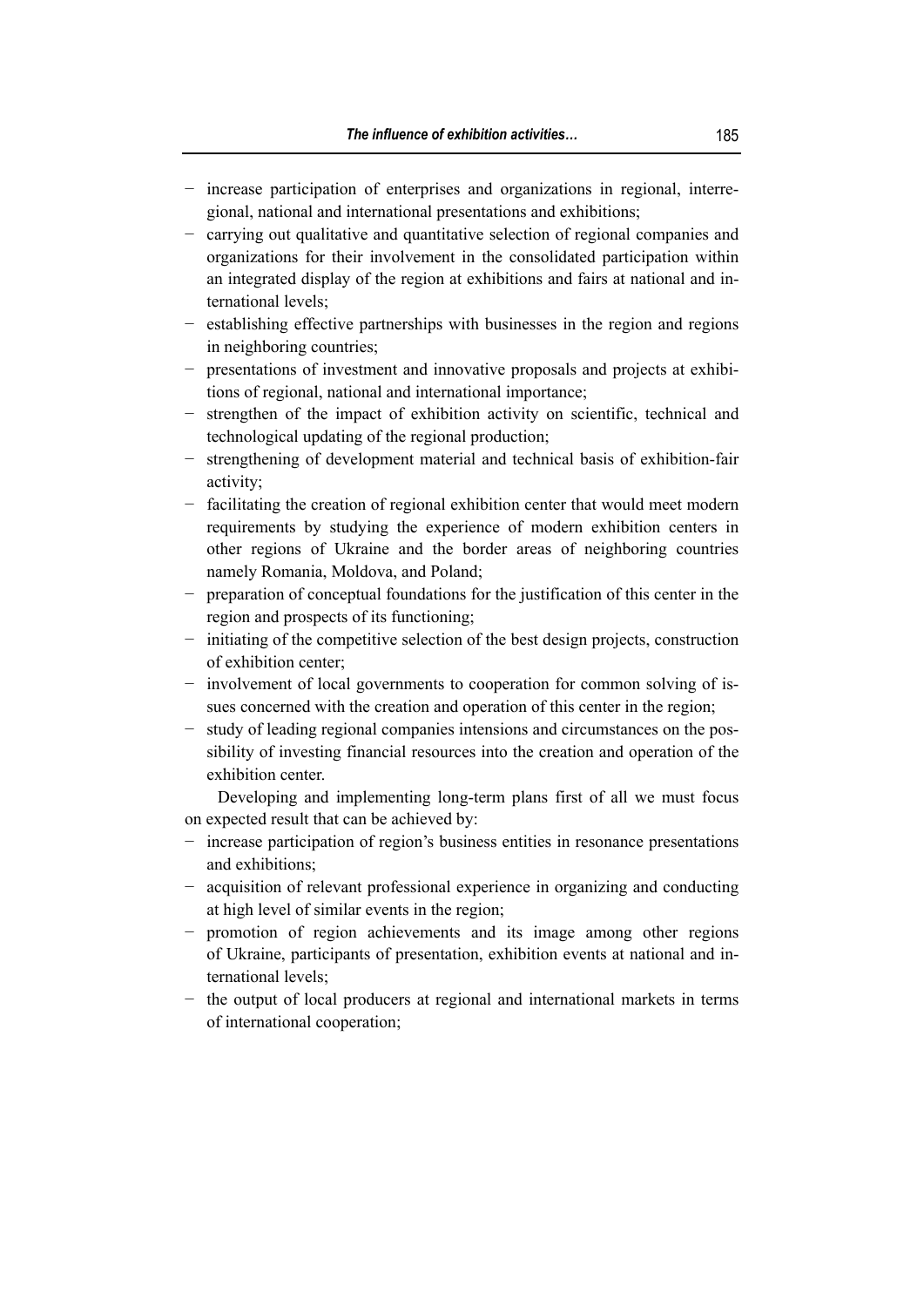- increase participation of enterprises and organizations in regional, interregional, national and international presentations and exhibitions;
- carrying out qualitative and quantitative selection of regional companies and organizations for their involvement in the consolidated participation within an integrated display of the region at exhibitions and fairs at national and international levels;
- establishing effective partnerships with businesses in the region and regions in neighboring countries;
- presentations of investment and innovative proposals and projects at exhibitions of regional, national and international importance;
- strengthen of the impact of exhibition activity on scientific, technical and technological updating of the regional production;
- strengthening of development material and technical basis of exhibition-fair activity;
- facilitating the creation of regional exhibition center that would meet modern requirements by studying the experience of modern exhibition centers in other regions of Ukraine and the border areas of neighboring countries namely Romania, Moldova, and Poland;
- preparation of conceptual foundations for the justification of this center in the region and prospects of its functioning;
- initiating of the competitive selection of the best design projects, construction of exhibition center;
- involvement of local governments to cooperation for common solving of issues concerned with the creation and operation of this center in the region;
- study of leading regional companies intensions and circumstances on the possibility of investing financial resources into the creation and operation of the exhibition center.

Developing and implementing long-term plans first of all we must focus on expected result that can be achieved by:

- increase participation of region's business entities in resonance presentations and exhibitions;
- acquisition of relevant professional experience in organizing and conducting at high level of similar events in the region;
- promotion of region achievements and its image among other regions of Ukraine, participants of presentation, exhibition events at national and international levels;
- the output of local producers at regional and international markets in terms of international cooperation;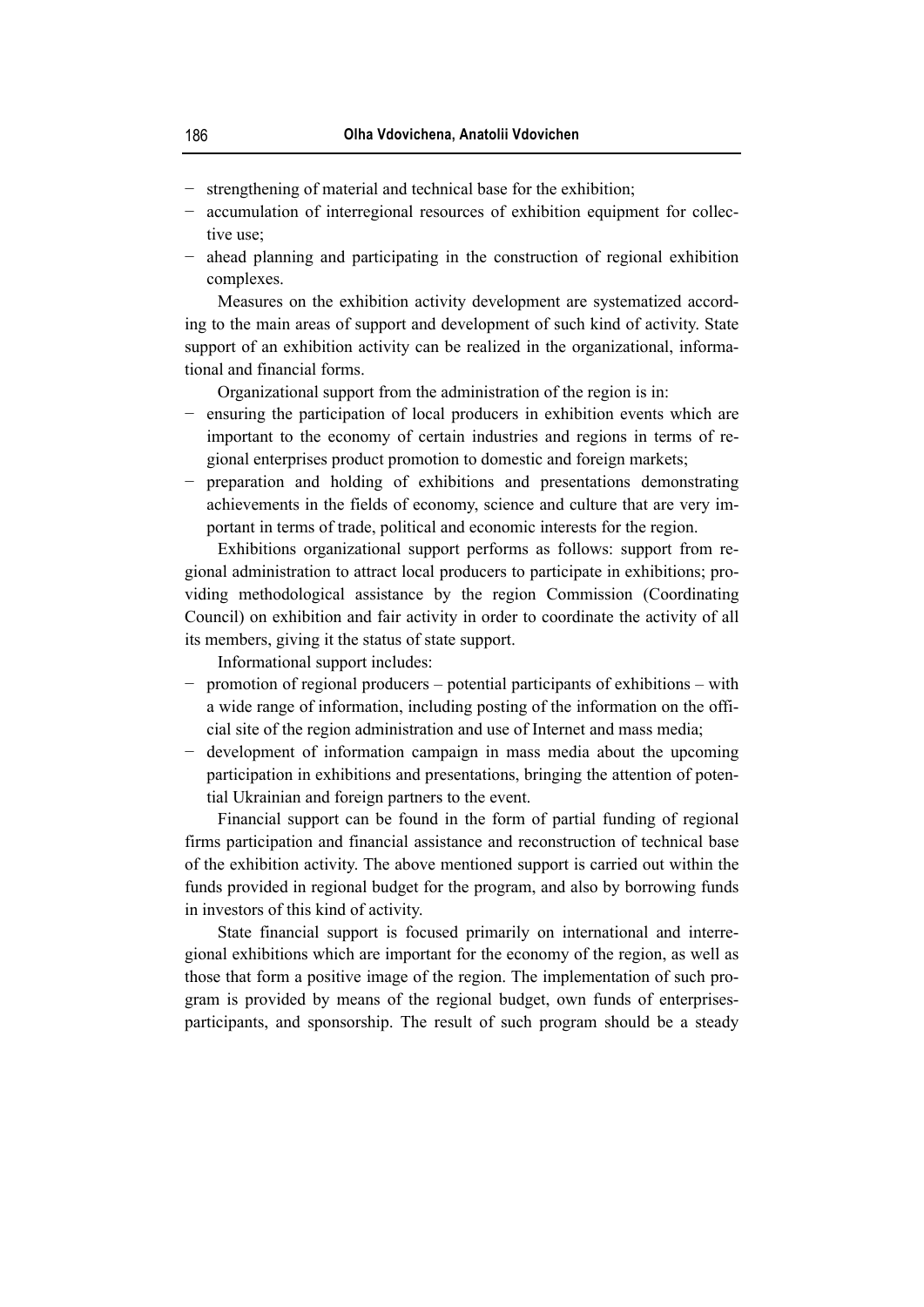- strengthening of material and technical base for the exhibition;
- accumulation of interregional resources of exhibition equipment for collective use;
- ahead planning and participating in the construction of regional exhibition complexes.

Measures on the exhibition activity development are systematized according to the main areas of support and development of such kind of activity. State support of an exhibition activity can be realized in the organizational, informational and financial forms.

Organizational support from the administration of the region is in:

- ensuring the participation of local producers in exhibition events which are important to the economy of certain industries and regions in terms of regional enterprises product promotion to domestic and foreign markets;
- preparation and holding of exhibitions and presentations demonstrating achievements in the fields of economy, science and culture that are very important in terms of trade, political and economic interests for the region.

Exhibitions organizational support performs as follows: support from regional administration to attract local producers to participate in exhibitions; providing methodological assistance by the region Commission (Coordinating Council) on exhibition and fair activity in order to coordinate the activity of all its members, giving it the status of state support.

Informational support includes:

- promotion of regional producers – potential participants of exhibitions – with a wide range of information, including posting of the information on the official site of the region administration and use of Internet and mass media;
- development of information campaign in mass media about the upcoming participation in exhibitions and presentations, bringing the attention of potential Ukrainian and foreign partners to the event.

Financial support can be found in the form of partial funding of regional firms participation and financial assistance and reconstruction of technical base of the exhibition activity. The above mentioned support is carried out within the funds provided in regional budget for the program, and also by borrowing funds in investors of this kind of activity.

State financial support is focused primarily on international and interregional exhibitions which are important for the economy of the region, as well as those that form a positive image of the region. The implementation of such program is provided by means of the regional budget, own funds of enterprises-participants, and sponsorship. The result of such program should be a steady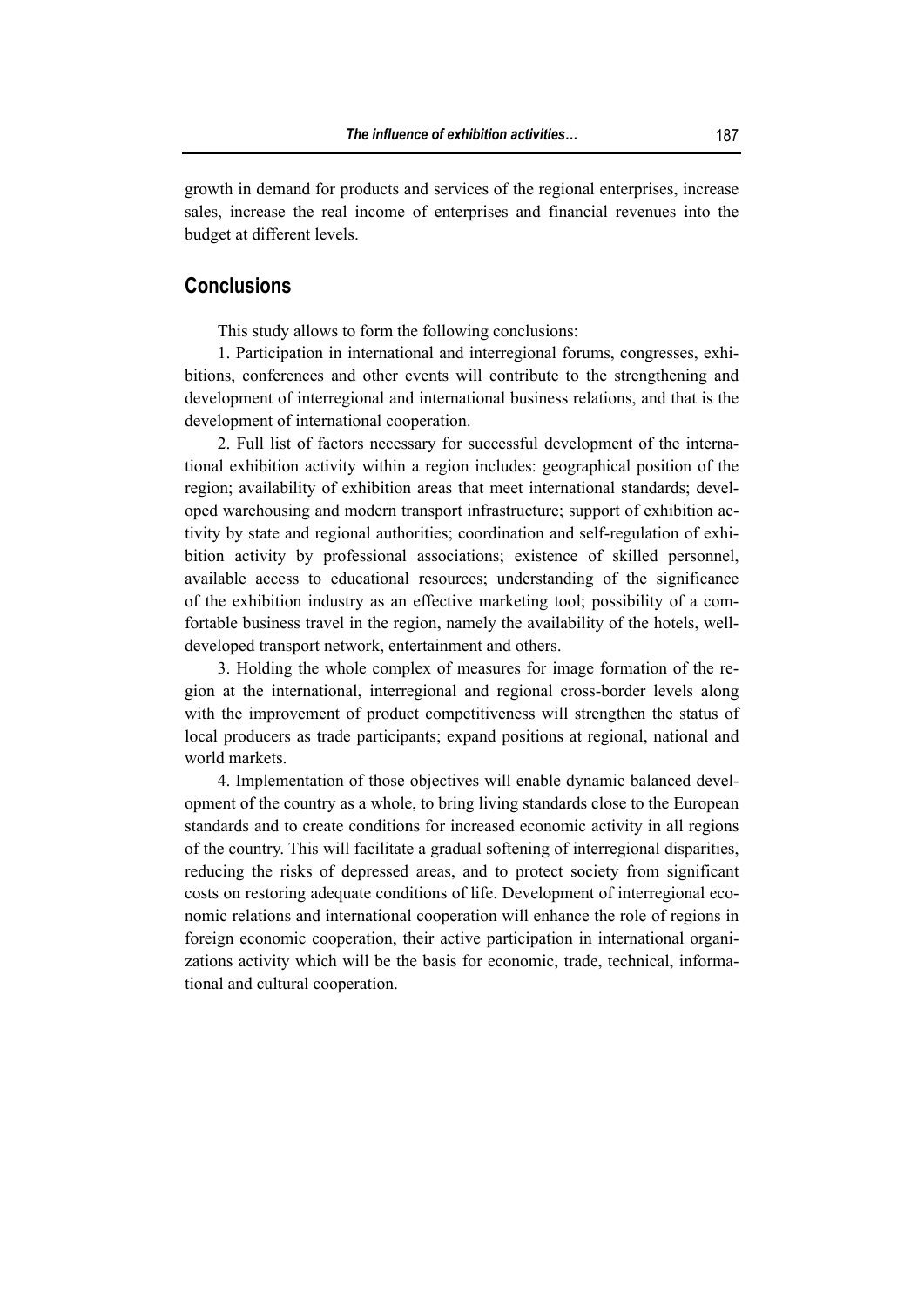growth in demand for products and services of the regional enterprises, increase sales, increase the real income of enterprises and financial revenues into the budget at different levels.

## Conclusions

This study allows to form the following conclusions:

1. Participation in international and interregional forums, congresses, exhibitions, conferences and other events will contribute to the strengthening and development of interregional and international business relations, and that is the development of international cooperation.

2. Full list of factors necessary for successful development of the international exhibition activity within a region includes: geographical position of the region; availability of exhibition areas that meet international standards; developed warehousing and modern transport infrastructure; support of exhibition activity by state and regional authorities; coordination and self-regulation of exhibition activity by professional associations; existence of skilled personnel, available access to educational resources; understanding of the significance of the exhibition industry as an effective marketing tool; possibility of a comfortable business travel in the region, namely the availability of the hotels, well-developed transport network, entertainment and others.

3. Holding the whole complex of measures for image formation of the region at the international, interregional and regional cross-border levels along with the improvement of product competitiveness will strengthen the status of local producers as trade participants; expand positions at regional, national and world markets.

4. Implementation of those objectives will enable dynamic balanced development of the country as a whole, to bring living standards close to the European standards and to create conditions for increased economic activity in all regions of the country. This will facilitate a gradual softening of interregional disparities, reducing the risks of depressed areas, and to protect society from significant costs on restoring adequate conditions of life. Development of interregional economic relations and international cooperation will enhance the role of regions in foreign economic cooperation, their active participation in international organizations activity which will be the basis for economic, trade, technical, informational and cultural cooperation.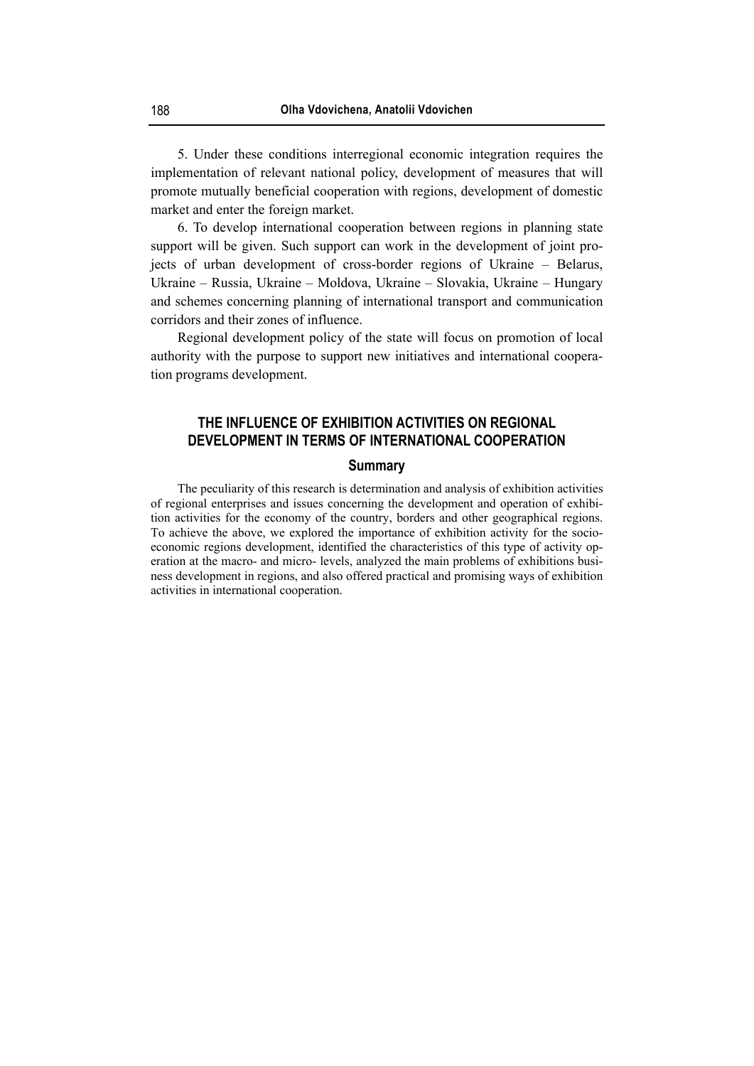5. Under these conditions interregional economic integration requires the implementation of relevant national policy, development of measures that will promote mutually beneficial cooperation with regions, development of domestic market and enter the foreign market.

6. To develop international cooperation between regions in planning state support will be given. Such support can work in the development of joint projects of urban development of cross-border regions of Ukraine – Belarus, Ukraine – Russia, Ukraine – Moldova, Ukraine – Slovakia, Ukraine – Hungary and schemes concerning planning of international transport and communication corridors and their zones of influence.

Regional development policy of the state will focus on promotion of local authority with the purpose to support new initiatives and international cooperation programs development.

## THE INFLUENCE OF EXHIBITION ACTIVITIES ON REGIONAL DEVELOPMENT IN TERMS OF INTERNATIONAL COOPERATION

### Summary

The peculiarity of this research is determination and analysis of exhibition activities of regional enterprises and issues concerning the development and operation of exhibition activities for the economy of the country, borders and other geographical regions. To achieve the above, we explored the importance of exhibition activity for the socio-economic regions development, identified the characteristics of this type of activity operation at the macro- and micro- levels, analyzed the main problems of exhibitions business development in regions, and also offered practical and promising ways of exhibition activities in international cooperation.